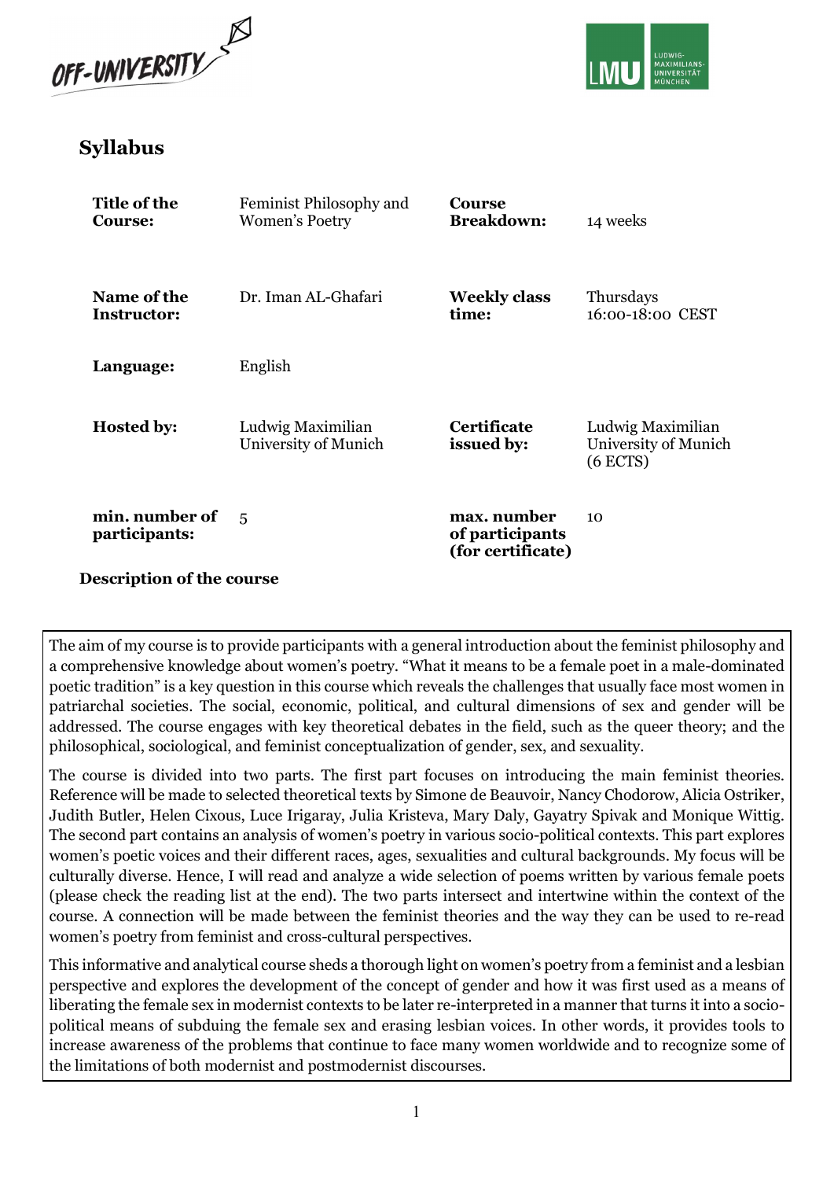## Syllabus

| | | | |
|---|---|---|---|
| **Title of the Course:** | Feminist Philosophy and Women's Poetry | **Course Breakdown:** | 14 weeks |
| **Name of the Instructor:** | Dr. Iman AL-Ghafari | **Weekly class time:** | Thursdays 16:00-18:00 CEST |
| **Language:** | English | | |
| **Hosted by:** | Ludwig Maximilian University of Munich | **Certificate issued by:** | Ludwig Maximilian University of Munich (6 ECTS) |
| **min. number of participants:** | 5 | **max. number of participants (for certificate)** | 10 |

**Description of the course**

The aim of my course is to provide participants with a general introduction about the feminist philosophy and a comprehensive knowledge about women's poetry. "What it means to be a female poet in a male-dominated poetic tradition" is a key question in this course which reveals the challenges that usually face most women in patriarchal societies. The social, economic, political, and cultural dimensions of sex and gender will be addressed. The course engages with key theoretical debates in the field, such as the queer theory; and the philosophical, sociological, and feminist conceptualization of gender, sex, and sexuality.

The course is divided into two parts. The first part focuses on introducing the main feminist theories. Reference will be made to selected theoretical texts by Simone de Beauvoir, Nancy Chodorow, Alicia Ostriker, Judith Butler, Helen Cixous, Luce Irigaray, Julia Kristeva, Mary Daly, Gayatry Spivak and Monique Wittig. The second part contains an analysis of women's poetry in various socio-political contexts. This part explores women's poetic voices and their different races, ages, sexualities and cultural backgrounds. My focus will be culturally diverse. Hence, I will read and analyze a wide selection of poems written by various female poets (please check the reading list at the end). The two parts intersect and intertwine within the context of the course. A connection will be made between the feminist theories and the way they can be used to re-read women's poetry from feminist and cross-cultural perspectives.

This informative and analytical course sheds a thorough light on women's poetry from a feminist and a lesbian perspective and explores the development of the concept of gender and how it was first used as a means of liberating the female sex in modernist contexts to be later re-interpreted in a manner that turns it into a socio-political means of subduing the female sex and erasing lesbian voices. In other words, it provides tools to increase awareness of the problems that continue to face many women worldwide and to recognize some of the limitations of both modernist and postmodernist discourses.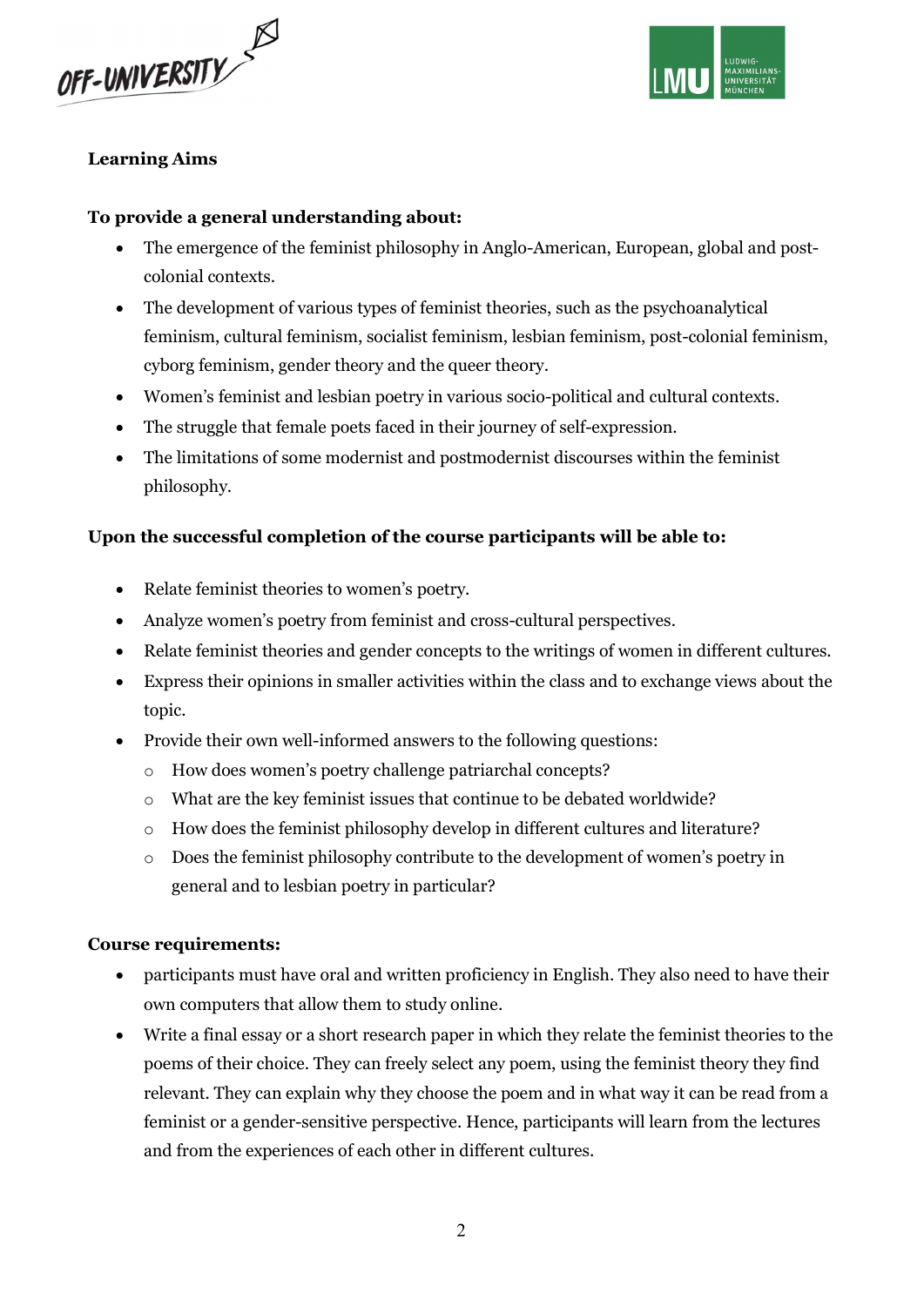**Learning Aims**

**To provide a general understanding about:**

- The emergence of the feminist philosophy in Anglo-American, European, global and post-colonial contexts.
- The development of various types of feminist theories, such as the psychoanalytical feminism, cultural feminism, socialist feminism, lesbian feminism, post-colonial feminism, cyborg feminism, gender theory and the queer theory.
- Women's feminist and lesbian poetry in various socio-political and cultural contexts.
- The struggle that female poets faced in their journey of self-expression.
- The limitations of some modernist and postmodernist discourses within the feminist philosophy.

**Upon the successful completion of the course participants will be able to:**

- Relate feminist theories to women's poetry.
- Analyze women's poetry from feminist and cross-cultural perspectives.
- Relate feminist theories and gender concepts to the writings of women in different cultures.
- Express their opinions in smaller activities within the class and to exchange views about the topic.
- Provide their own well-informed answers to the following questions:
  - How does women's poetry challenge patriarchal concepts?
  - What are the key feminist issues that continue to be debated worldwide?
  - How does the feminist philosophy develop in different cultures and literature?
  - Does the feminist philosophy contribute to the development of women's poetry in general and to lesbian poetry in particular?

**Course requirements:**

- participants must have oral and written proficiency in English. They also need to have their own computers that allow them to study online.
- Write a final essay or a short research paper in which they relate the feminist theories to the poems of their choice. They can freely select any poem, using the feminist theory they find relevant. They can explain why they choose the poem and in what way it can be read from a feminist or a gender-sensitive perspective. Hence, participants will learn from the lectures and from the experiences of each other in different cultures.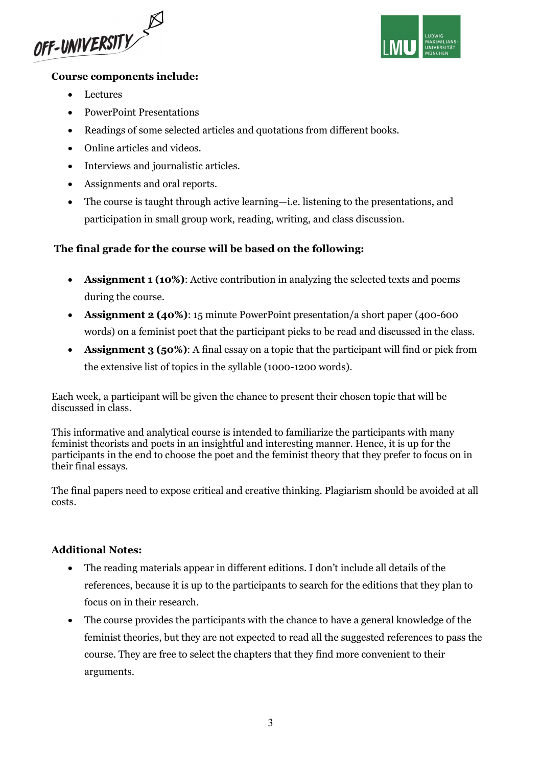**Course components include:**

- Lectures
- PowerPoint Presentations
- Readings of some selected articles and quotations from different books.
- Online articles and videos.
- Interviews and journalistic articles.
- Assignments and oral reports.
- The course is taught through active learning—i.e. listening to the presentations, and participation in small group work, reading, writing, and class discussion.

**The final grade for the course will be based on the following:**

- **Assignment 1 (10%)**: Active contribution in analyzing the selected texts and poems during the course.
- **Assignment 2 (40%)**: 15 minute PowerPoint presentation/a short paper (400-600 words) on a feminist poet that the participant picks to be read and discussed in the class.
- **Assignment 3 (50%)**: A final essay on a topic that the participant will find or pick from the extensive list of topics in the syllable (1000-1200 words).

Each week, a participant will be given the chance to present their chosen topic that will be discussed in class.

This informative and analytical course is intended to familiarize the participants with many feminist theorists and poets in an insightful and interesting manner. Hence, it is up for the participants in the end to choose the poet and the feminist theory that they prefer to focus on in their final essays.

The final papers need to expose critical and creative thinking. Plagiarism should be avoided at all costs.

**Additional Notes:**

- The reading materials appear in different editions. I don't include all details of the references, because it is up to the participants to search for the editions that they plan to focus on in their research.
- The course provides the participants with the chance to have a general knowledge of the feminist theories, but they are not expected to read all the suggested references to pass the course. They are free to select the chapters that they find more convenient to their arguments.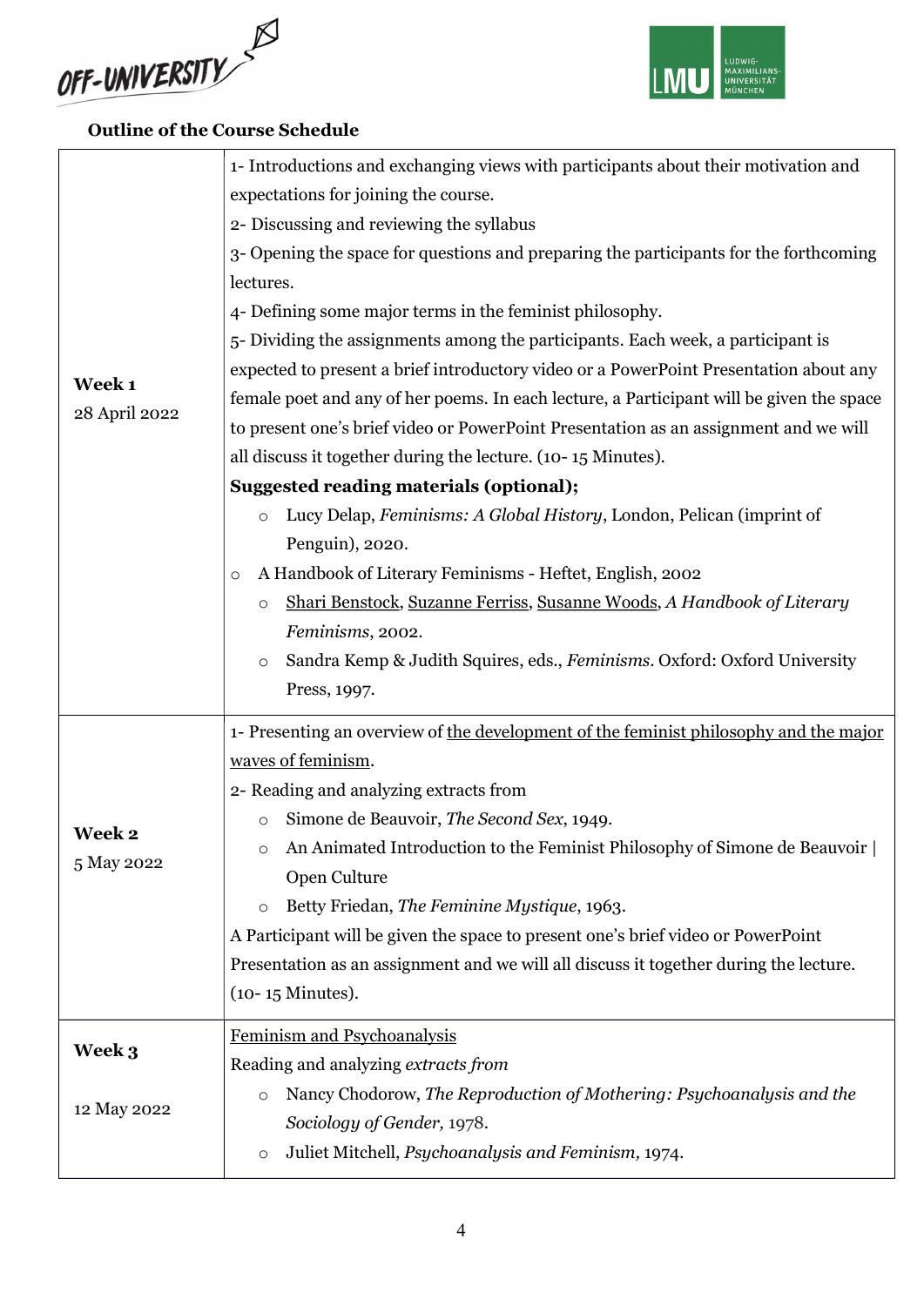**Outline of the Course Schedule**

| | |
|---|---|
| **Week 1**<br>28 April 2022 | 1- Introductions and exchanging views with participants about their motivation and expectations for joining the course.<br>2- Discussing and reviewing the syllabus<br>3- Opening the space for questions and preparing the participants for the forthcoming lectures.<br>4- Defining some major terms in the feminist philosophy.<br>5- Dividing the assignments among the participants. Each week, a participant is expected to present a brief introductory video or a PowerPoint Presentation about any female poet and any of her poems. In each lecture, a Participant will be given the space to present one's brief video or PowerPoint Presentation as an assignment and we will all discuss it together during the lecture. (10- 15 Minutes).<br>**Suggested reading materials (optional);**<br>○ Lucy Delap, *Feminisms: A Global History*, London, Pelican (imprint of Penguin), 2020.<br>○ A Handbook of Literary Feminisms - Heftet, English, 2002<br>○ Shari Benstock, Suzanne Ferriss, Susanne Woods, *A Handbook of Literary Feminisms*, 2002.<br>○ Sandra Kemp & Judith Squires, eds., *Feminisms*. Oxford: Oxford University Press, 1997. |
| **Week 2**<br>5 May 2022 | 1- Presenting an overview of the development of the feminist philosophy and the major waves of feminism.<br>2- Reading and analyzing extracts from<br>○ Simone de Beauvoir, *The Second Sex*, 1949.<br>○ An Animated Introduction to the Feminist Philosophy of Simone de Beauvoir \| Open Culture<br>○ Betty Friedan, *The Feminine Mystique*, 1963.<br>A Participant will be given the space to present one's brief video or PowerPoint Presentation as an assignment and we will all discuss it together during the lecture. (10- 15 Minutes). |
| **Week 3**<br>12 May 2022 | Feminism and Psychoanalysis<br>Reading and analyzing *extracts from*<br>○ Nancy Chodorow, *The Reproduction of Mothering: Psychoanalysis and the Sociology of Gender,* 1978.<br>○ Juliet Mitchell, *Psychoanalysis and Feminism,* 1974. |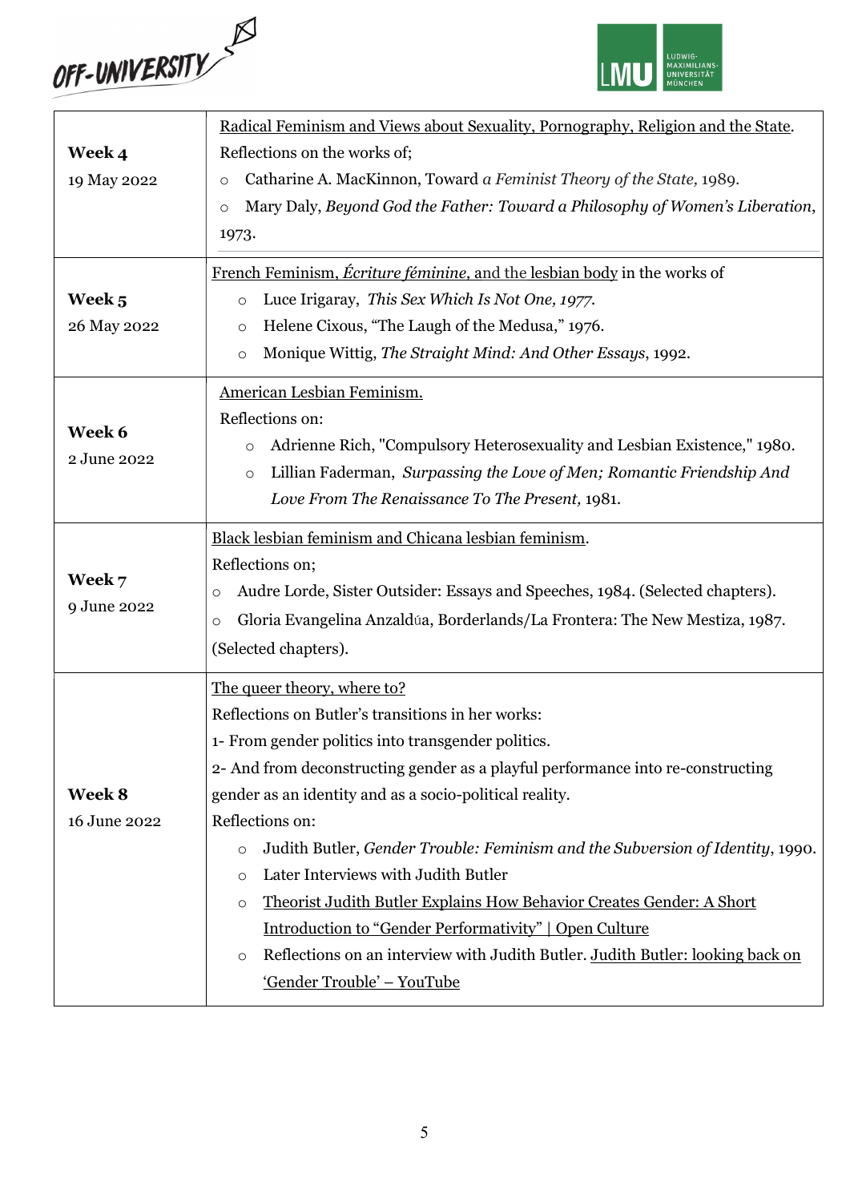| | |
|---|---|
| **Week 4**<br>19 May 2022 | Radical Feminism and Views about Sexuality, Pornography, Religion and the State.<br>Reflections on the works of;<br>○ Catharine A. MacKinnon, Toward *a Feminist Theory of the State,* 1989.<br>○ Mary Daly, *Beyond God the Father: Toward a Philosophy of Women's Liberation*, 1973. |
| **Week 5**<br>26 May 2022 | French Feminism, *Écriture féminine*, and the lesbian body in the works of<br>○ Luce Irigaray, *This Sex Which Is Not One, 1977.*<br>○ Helene Cixous, "The Laugh of the Medusa," 1976.<br>○ Monique Wittig, *The Straight Mind: And Other Essays*, 1992. |
| **Week 6**<br>2 June 2022 | American Lesbian Feminism.<br>Reflections on:<br>○ Adrienne Rich, "Compulsory Heterosexuality and Lesbian Existence," 1980.<br>○ Lillian Faderman, *Surpassing the Love of Men; Romantic Friendship And Love From The Renaissance To The Present,* 1981. |
| **Week 7**<br>9 June 2022 | Black lesbian feminism and Chicana lesbian feminism.<br>Reflections on;<br>○ Audre Lorde, Sister Outsider: Essays and Speeches, 1984. (Selected chapters).<br>○ Gloria Evangelina Anzaldúa, Borderlands/La Frontera: The New Mestiza, 1987. (Selected chapters). |
| **Week 8**<br>16 June 2022 | The queer theory, where to?<br>Reflections on Butler's transitions in her works:<br>1- From gender politics into transgender politics.<br>2- And from deconstructing gender as a playful performance into re-constructing gender as an identity and as a socio-political reality.<br>Reflections on:<br>○ Judith Butler, *Gender Trouble: Feminism and the Subversion of Identity*, 1990.<br>○ Later Interviews with Judith Butler<br>○ Theorist Judith Butler Explains How Behavior Creates Gender: A Short Introduction to "Gender Performativity" \| Open Culture<br>○ Reflections on an interview with Judith Butler. Judith Butler: looking back on 'Gender Trouble' – YouTube |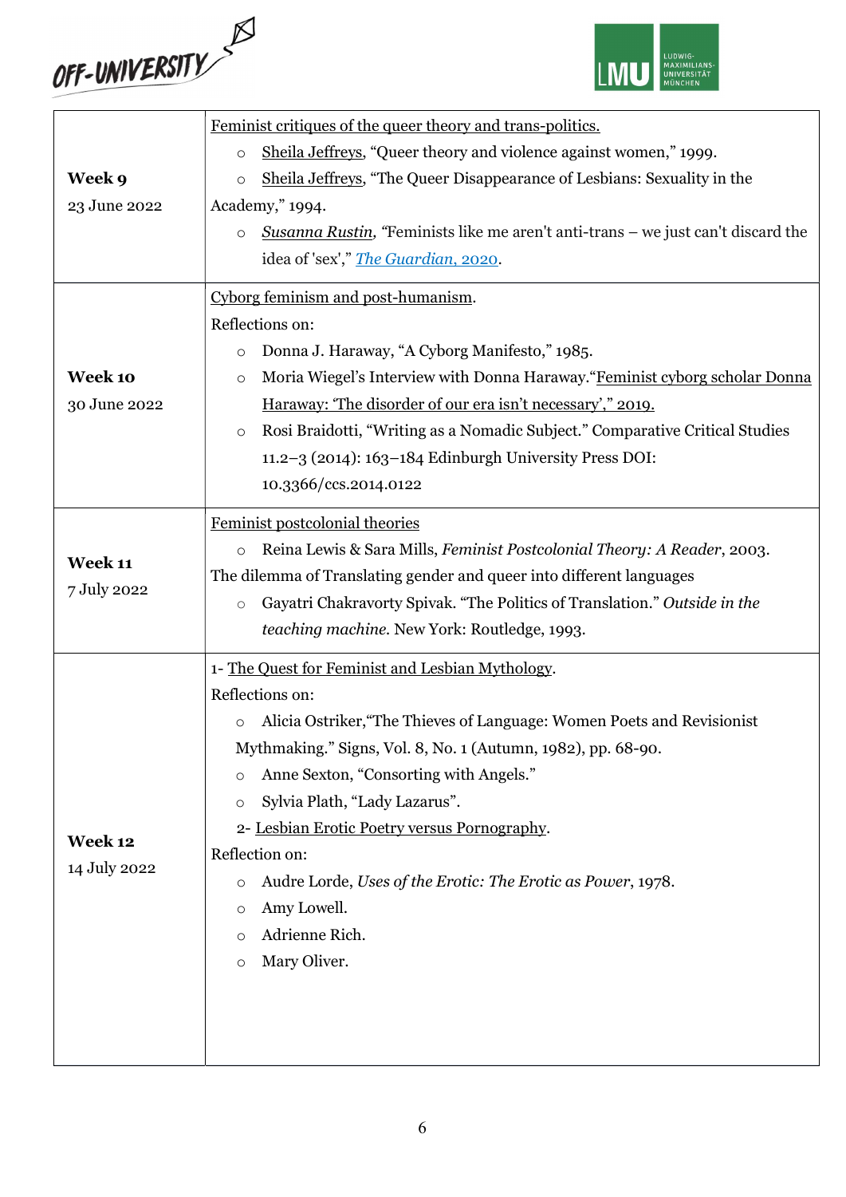| | |
|---|---|
| **Week 9**<br>23 June 2022 | Feminist critiques of the queer theory and trans-politics.<br>○ Sheila Jeffreys, "Queer theory and violence against women," 1999.<br>○ Sheila Jeffreys, "The Queer Disappearance of Lesbians: Sexuality in the Academy," 1994.<br>○ *Susanna Rustin, "*Feminists like me aren't anti-trans – we just can't discard the idea of 'sex'," *The Guardian*, 2020. |
| **Week 10**<br>30 June 2022 | Cyborg feminism and post-humanism.<br>Reflections on:<br>○ Donna J. Haraway, "A Cyborg Manifesto," 1985.<br>○ Moria Wiegel's Interview with Donna Haraway."Feminist cyborg scholar Donna Haraway: 'The disorder of our era isn't necessary'," 2019.<br>○ Rosi Braidotti, "Writing as a Nomadic Subject." Comparative Critical Studies 11.2–3 (2014): 163–184 Edinburgh University Press DOI: 10.3366/ccs.2014.0122 |
| **Week 11**<br>7 July 2022 | Feminist postcolonial theories<br>○ Reina Lewis & Sara Mills, *Feminist Postcolonial Theory: A Reader*, 2003.<br>The dilemma of Translating gender and queer into different languages<br>○ Gayatri Chakravorty Spivak. "The Politics of Translation." *Outside in the teaching machine*. New York: Routledge, 1993. |
| **Week 12**<br>14 July 2022 | 1- The Quest for Feminist and Lesbian Mythology.<br>Reflections on:<br>○ Alicia Ostriker,"The Thieves of Language: Women Poets and Revisionist Mythmaking." Signs, Vol. 8, No. 1 (Autumn, 1982), pp. 68-90.<br>○ Anne Sexton, "Consorting with Angels."<br>○ Sylvia Plath, "Lady Lazarus".<br>2- Lesbian Erotic Poetry versus Pornography.<br>Reflection on:<br>○ Audre Lorde, *Uses of the Erotic: The Erotic as Power*, 1978.<br>○ Amy Lowell.<br>○ Adrienne Rich.<br>○ Mary Oliver. |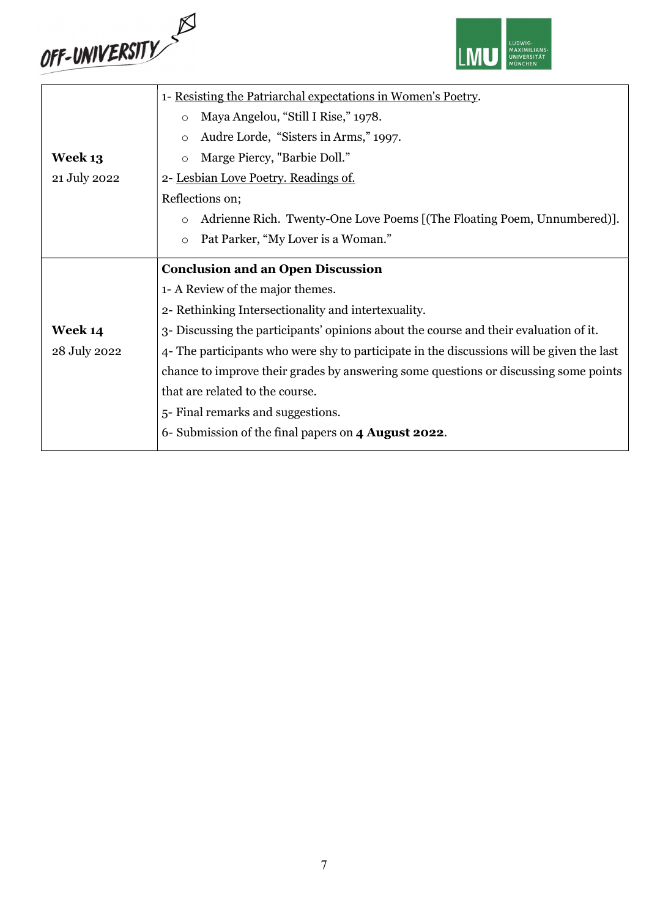| | |
|---|---|
| **Week 13**<br>21 July 2022 | 1- Resisting the Patriarchal expectations in Women's Poetry.<br>○ Maya Angelou, "Still I Rise," 1978.<br>○ Audre Lorde, "Sisters in Arms," 1997.<br>○ Marge Piercy, "Barbie Doll."<br>2- Lesbian Love Poetry. Readings of.<br>Reflections on;<br>○ Adrienne Rich. Twenty-One Love Poems [(The Floating Poem, Unnumbered)].<br>○ Pat Parker, "My Lover is a Woman." |
| **Week 14**<br>28 July 2022 | **Conclusion and an Open Discussion**<br>1- A Review of the major themes.<br>2- Rethinking Intersectionality and intertexuality.<br>3- Discussing the participants' opinions about the course and their evaluation of it.<br>4- The participants who were shy to participate in the discussions will be given the last chance to improve their grades by answering some questions or discussing some points that are related to the course.<br>5- Final remarks and suggestions.<br>6- Submission of the final papers on **4 August 2022**. |